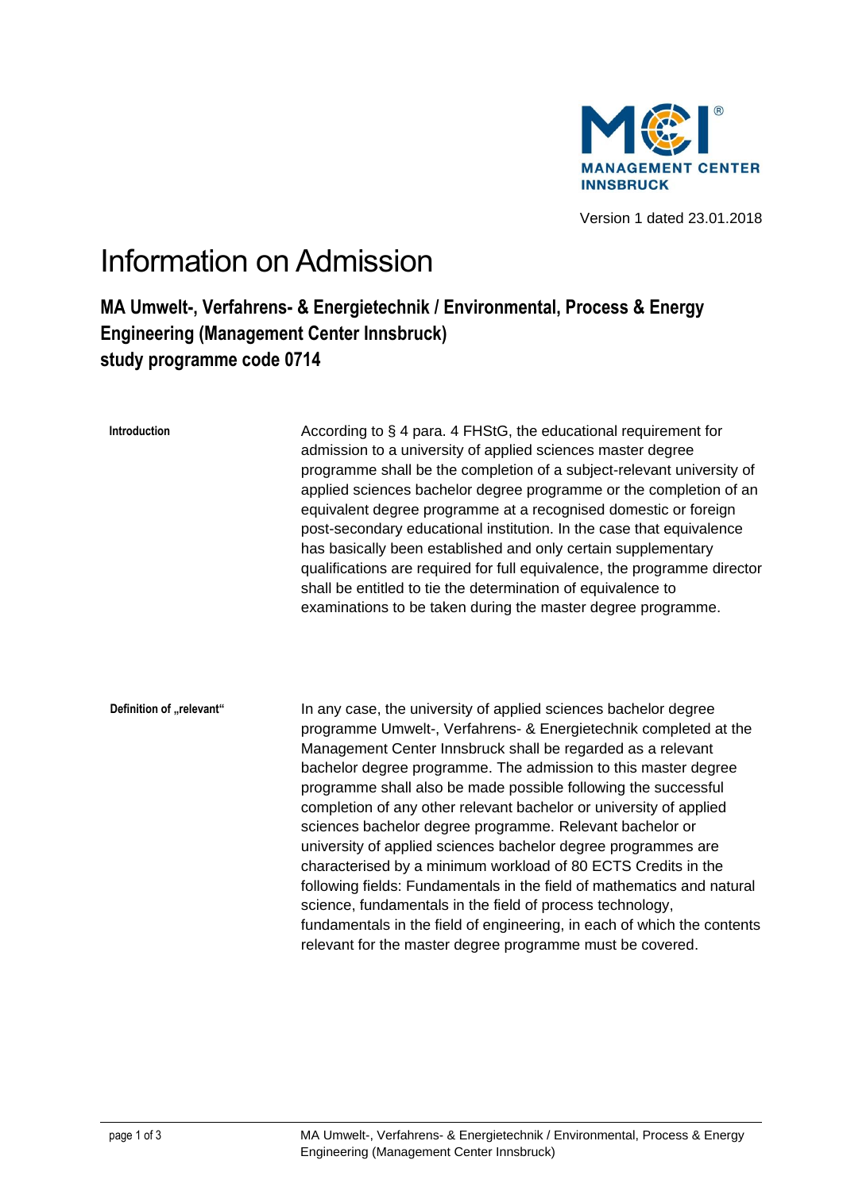MANAGEMENT CENTER INNSBRUCK

Version 1 dated 23.01.2018

# Information on Admission

## MA Umwelt-, Verfahrens- & Energietechnik / Environmental, Process & Energy Engineering (Management Center Innsbruck) study programme code 0714

**Introduction**

According to § 4 para. 4 FHStG, the educational requirement for admission to a university of applied sciences master degree programme shall be the completion of a subject-relevant university of applied sciences bachelor degree programme or the completion of an equivalent degree programme at a recognised domestic or foreign post-secondary educational institution. In the case that equivalence has basically been established and only certain supplementary qualifications are required for full equivalence, the programme director shall be entitled to tie the determination of equivalence to examinations to be taken during the master degree programme.

**Definition of „relevant“**

In any case, the university of applied sciences bachelor degree programme Umwelt-, Verfahrens- & Energietechnik completed at the Management Center Innsbruck shall be regarded as a relevant bachelor degree programme. The admission to this master degree programme shall also be made possible following the successful completion of any other relevant bachelor or university of applied sciences bachelor degree programme. Relevant bachelor or university of applied sciences bachelor degree programmes are characterised by a minimum workload of 80 ECTS Credits in the following fields: Fundamentals in the field of mathematics and natural science, fundamentals in the field of process technology, fundamentals in the field of engineering, in each of which the contents relevant for the master degree programme must be covered.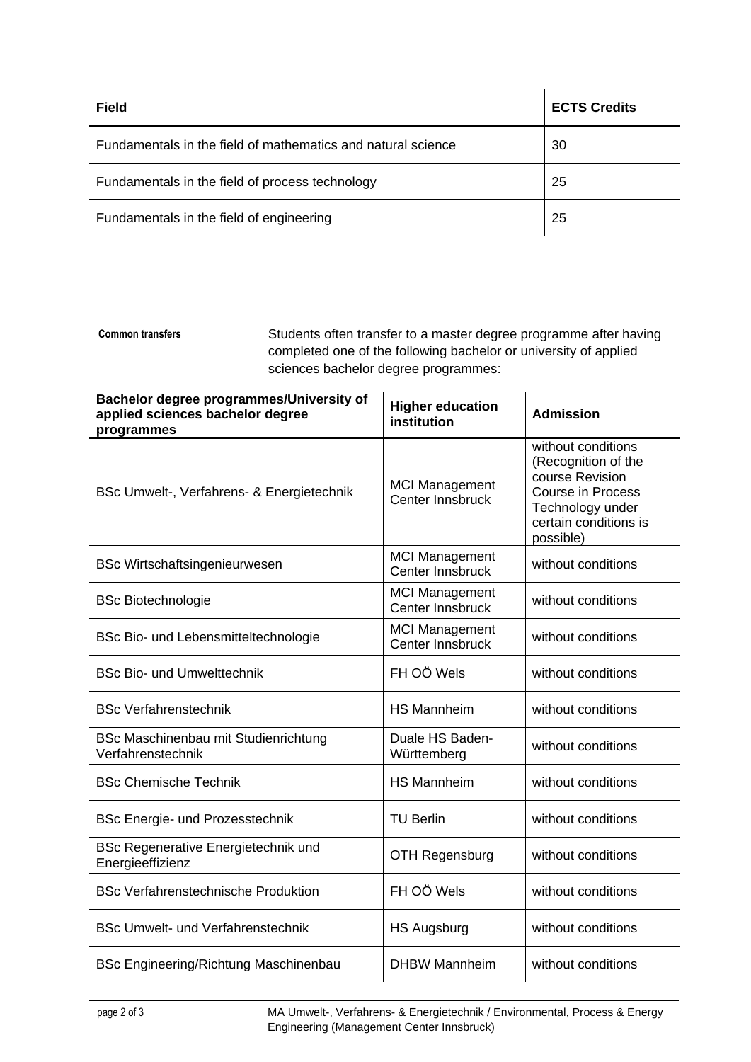| Field | ECTS Credits |
| --- | --- |
| Fundamentals in the field of mathematics and natural science | 30 |
| Fundamentals in the field of process technology | 25 |
| Fundamentals in the field of engineering | 25 |

**Common transfers**

Students often transfer to a master degree programme after having completed one of the following bachelor or university of applied sciences bachelor degree programmes:

| Bachelor degree programmes/University of applied sciences bachelor degree programmes | Higher education institution | Admission |
| --- | --- | --- |
| BSc Umwelt-, Verfahrens- & Energietechnik | MCI Management Center Innsbruck | without conditions (Recognition of the course Revision Course in Process Technology under certain conditions is possible) |
| BSc Wirtschaftsingenieurwesen | MCI Management Center Innsbruck | without conditions |
| BSc Biotechnologie | MCI Management Center Innsbruck | without conditions |
| BSc Bio- und Lebensmitteltechnologie | MCI Management Center Innsbruck | without conditions |
| BSc Bio- und Umwelttechnik | FH OÖ Wels | without conditions |
| BSc Verfahrenstechnik | HS Mannheim | without conditions |
| BSc Maschinenbau mit Studienrichtung Verfahrenstechnik | Duale HS Baden-Württemberg | without conditions |
| BSc Chemische Technik | HS Mannheim | without conditions |
| BSc Energie- und Prozesstechnik | TU Berlin | without conditions |
| BSc Regenerative Energietechnik und Energieeffizienz | OTH Regensburg | without conditions |
| BSc Verfahrenstechnische Produktion | FH OÖ Wels | without conditions |
| BSc Umwelt- und Verfahrenstechnik | HS Augsburg | without conditions |
| BSc Engineering/Richtung Maschinenbau | DHBW Mannheim | without conditions |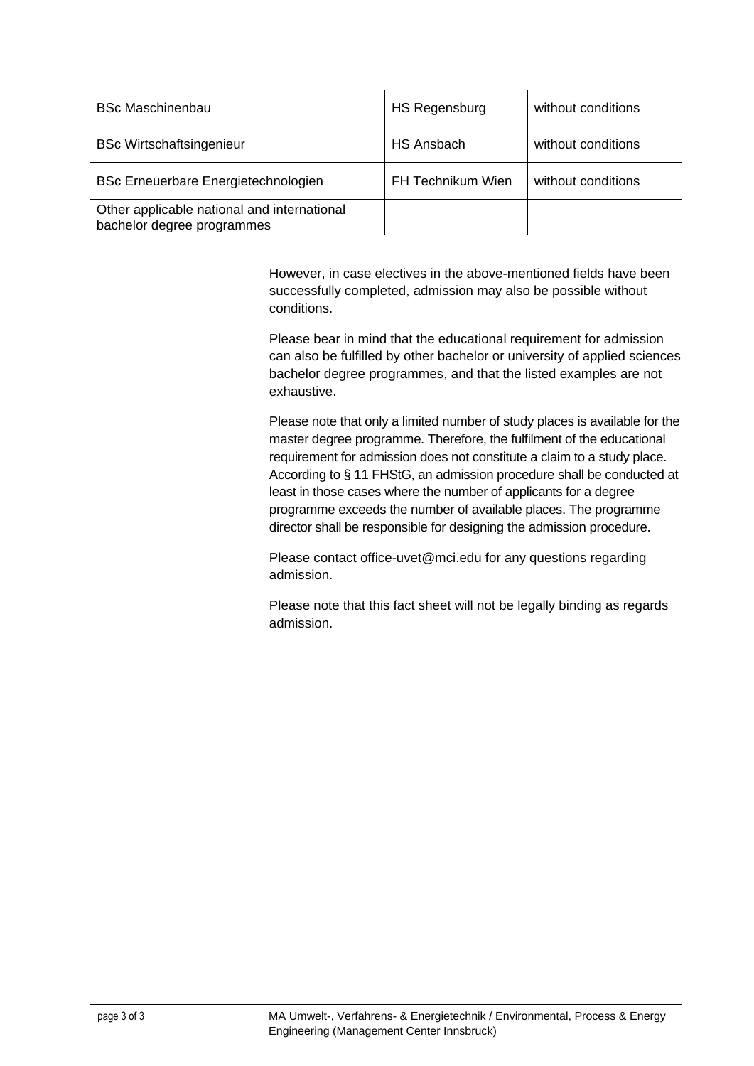| | | |
|---|---|---|
| BSc Maschinenbau | HS Regensburg | without conditions |
| BSc Wirtschaftsingenieur | HS Ansbach | without conditions |
| BSc Erneuerbare Energietechnologien | FH Technikum Wien | without conditions |
| Other applicable national and international bachelor degree programmes | | |

However, in case electives in the above-mentioned fields have been successfully completed, admission may also be possible without conditions.

Please bear in mind that the educational requirement for admission can also be fulfilled by other bachelor or university of applied sciences bachelor degree programmes, and that the listed examples are not exhaustive.

Please note that only a limited number of study places is available for the master degree programme. Therefore, the fulfilment of the educational requirement for admission does not constitute a claim to a study place. According to § 11 FHStG, an admission procedure shall be conducted at least in those cases where the number of applicants for a degree programme exceeds the number of available places. The programme director shall be responsible for designing the admission procedure.

Please contact office-uvet@mci.edu for any questions regarding admission.

Please note that this fact sheet will not be legally binding as regards admission.